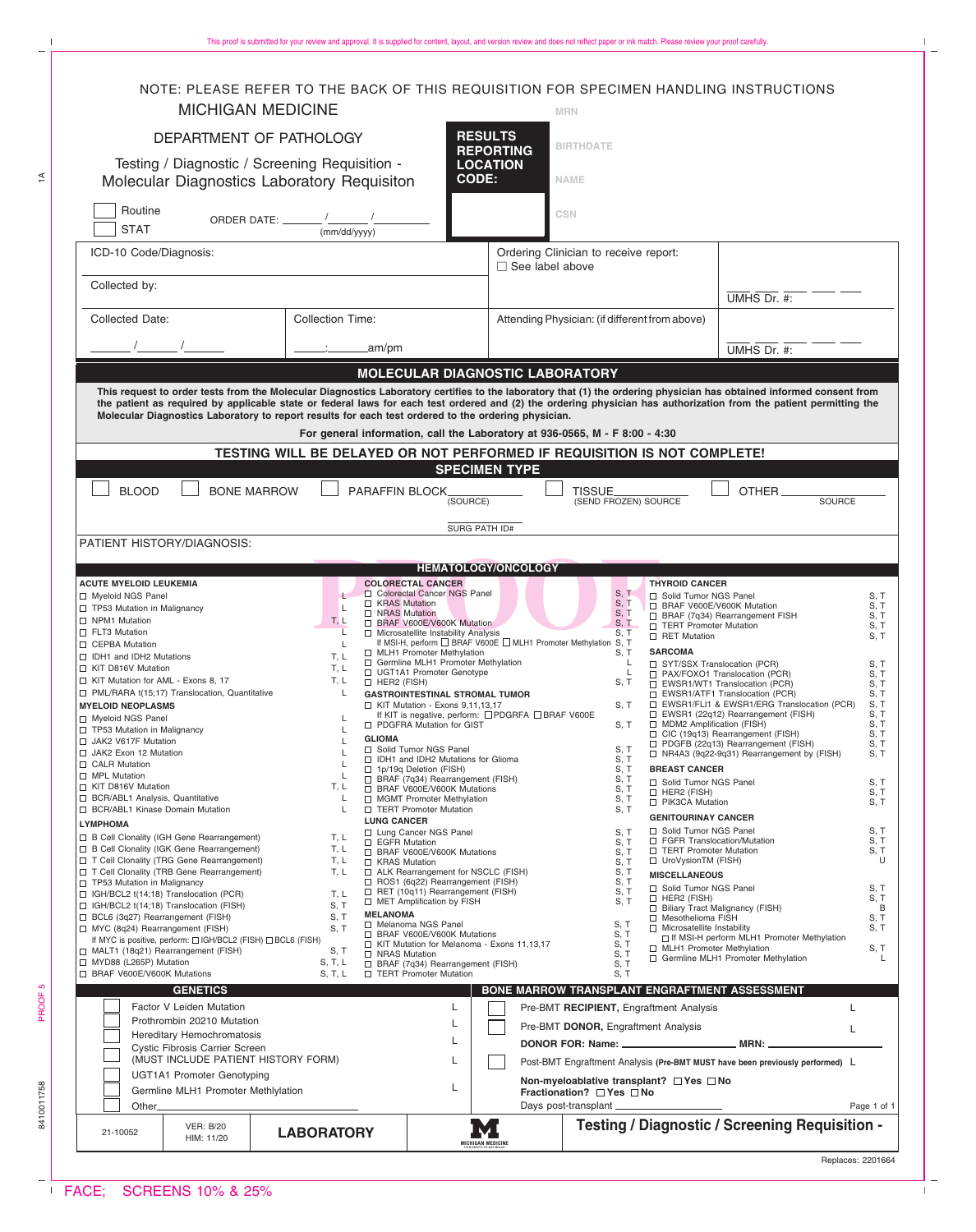NOTE: PLEASE REFER TO THE BACK OF THIS REQUISITION FOR SPECIMEN HANDLING INSTRUCTIONS

# MICHIGAN MEDICINE

## DEPARTMENT OF PATHOLOGY

Testing / Diagnostic / Screening Requisition - Molecular Diagnostics Laboratory Requisiton

☐ Routine
☐ STAT

ORDER DATE: ______/______/________ (mm/dd/yyyy)

**RESULTS REPORTING LOCATION CODE:**

MRN

BIRTHDATE

NAME

CSN

| ICD-10 Code/Diagnosis: | | Ordering Clinician to receive report: ☐ See label above | UMHS Dr. #: |
|---|---|---|---|
| Collected by: | | | |
| Collected Date: ______/______/______ | Collection Time: _____:______am/pm | Attending Physician: (if different from above) | UMHS Dr. #: |

## MOLECULAR DIAGNOSTIC LABORATORY

**This request to order tests from the Molecular Diagnostics Laboratory certifies to the laboratory that (1) the ordering physician has obtained informed consent from the patient as required by applicable state or federal laws for each test ordered and (2) the ordering physician has authorization from the patient permitting the Molecular Diagnostics Laboratory to report results for each test ordered to the ordering physician.**

**For general information, call the Laboratory at 936-0565, M - F 8:00 - 4:30**

**TESTING WILL BE DELAYED OR NOT PERFORMED IF REQUISITION IS NOT COMPLETE!**

## SPECIMEN TYPE

☐ BLOOD ☐ BONE MARROW ☐ PARAFFIN BLOCK__________ (SOURCE) ☐ TISSUE__________ (SEND FROZEN) SOURCE ☐ OTHER__________ SOURCE

SURG PATH ID#

PATIENT HISTORY/DIAGNOSIS:

## HEMATOLOGY/ONCOLOGY

**ACUTE MYELOID LEUKEMIA**

- ☐ Myeloid NGS Panel — L
- ☐ TP53 Mutation in Malignancy — L
- ☐ NPM1 Mutation — T, L
- ☐ FLT3 Mutation — L
- ☐ CEPBA Mutation — L
- ☐ IDH1 and IDH2 Mutations — T, L
- ☐ KIT D816V Mutation — T, L
- ☐ KIT Mutation for AML - Exons 8, 17 — T, L
- ☐ PML/RARA t(15;17) Translocation, Quantitative — L

**MYELOID NEOPLASMS**

- ☐ Myeloid NGS Panel — L
- ☐ TP53 Mutation in Malignancy — L
- ☐ JAK2 V617F Mutation — L
- ☐ JAK2 Exon 12 Mutation — L
- ☐ CALR Mutation — L
- ☐ MPL Mutation — L
- ☐ KIT D816V Mutation — T, L
- ☐ BCR/ABL1 Analysis, Quantitative — L
- ☐ BCR/ABL1 Kinase Domain Mutation — L

**LYMPHOMA**

- ☐ B Cell Clonality (IGH Gene Rearrangement) — T, L
- ☐ B Cell Clonality (IGK Gene Rearrangement) — T, L
- ☐ T Cell Clonality (TRG Gene Rearrangement) — T, L
- ☐ T Cell Clonality (TRB Gene Rearrangement) — T, L
- ☐ TP53 Mutation in Malignancy
- ☐ IGH/BCL2 t(14;18) Translocation (PCR) — T, L
- ☐ IGH/BCL2 t(14;18) Translocation (FISH) — S, T
- ☐ BCL6 (3q27) Rearrangement (FISH) — S, T
- ☐ MYC (8q24) Rearrangement (FISH) — S, T
  - If MYC is positive, perform: ☐ IGH/BCL2 (FISH) ☐ BCL6 (FISH)
- ☐ MALT1 (18q21) Rearrangement (FISH) — S, T
- ☐ MYD88 (L265P) Mutation — S, T, L
- ☐ BRAF V600E/V600K Mutations — S, T, L

**COLORECTAL CANCER**

- ☐ Colorectal Cancer NGS Panel — S, T
- ☐ KRAS Mutation — S, T
- ☐ NRAS Mutation — S, T
- ☐ BRAF V600E/V600K Mutation — S, T
- ☐ Microsatellite Instability Analysis — S, T
  - If MSI-H, perform ☐ BRAF V600E ☐ MLH1 Promoter Methylation — S, T
- ☐ MLH1 Promoter Methylation — S, T
- ☐ Germline MLH1 Promoter Methylation — L
- ☐ UGT1A1 Promoter Genotype — L
- ☐ HER2 (FISH) — S, T

**GASTROINTESTINAL STROMAL TUMOR**

- ☐ KIT Mutation - Exons 9,11,13,17 — S, T
  - If KIT is negative, perform: ☐ PDGFRA ☐ BRAF V600E
- ☐ PDGFRA Mutation for GIST — S, T

**GLIOMA**

- ☐ Solid Tumor NGS Panel — S, T
- ☐ IDH1 and IDH2 Mutations for Glioma — S, T
- ☐ 1p/19q Deletion (FISH) — S, T
- ☐ BRAF (7q34) Rearrangement (FISH) — S, T
- ☐ BRAF V600E/V600K Mutations — S, T
- ☐ MGMT Promoter Methylation — S, T
- ☐ TERT Promoter Mutation — S, T

**LUNG CANCER**

- ☐ Lung Cancer NGS Panel — S, T
- ☐ EGFR Mutation — S, T
- ☐ BRAF V600E/V600K Mutations — S, T
- ☐ KRAS Mutation — S, T
- ☐ ALK Rearrangement for NSCLC (FISH) — S, T
- ☐ ROS1 (6q22) Rearrangement (FISH) — S, T
- ☐ RET (10q11) Rearrangement (FISH) — S, T
- ☐ MET Amplification by FISH — S, T

**MELANOMA**

- ☐ Melanoma NGS Panel — S, T
- ☐ BRAF V600E/V600K Mutations — S, T
- ☐ KIT Mutation for Melanoma - Exons 11,13,17 — S, T
- ☐ NRAS Mutation — S, T
- ☐ BRAF (7q34) Rearrangement (FISH) — S, T
- ☐ TERT Promoter Mutation — S, T

**THYROID CANCER**

- ☐ Solid Tumor NGS Panel — S, T
- ☐ BRAF V600E/V600K Mutation — S, T
- ☐ BRAF (7q34) Rearrangement FISH — S, T
- ☐ TERT Promoter Mutation — S, T
- ☐ RET Mutation — S, T

**SARCOMA**

- ☐ SYT/SSX Translocation (PCR) — S, T
- ☐ PAX/FOXO1 Translocation (PCR) — S, T
- ☐ CIC (19q13) Rearrangement (FISH) — S, T
- ☐ EWSR1/WT1 Translocation (PCR) — S, T
- ☐ EWSR1/ATF1 Translocation (PCR) — S, T
- ☐ EWSR1/FLI1 & EWSR1/ERG Translocation (PCR) — S, T
- ☐ EWSR1 (22q12) Rearrangement (FISH) — S, T
- ☐ MDM2 Amplification (FISH) — S, T
- ☐ PDGFB (22q13) Rearrangement (FISH) — S, T
- ☐ NR4A3 (9q22-9q31) Rearrangement by (FISH) — S, T

**BREAST CANCER**

- ☐ Solid Tumor NGS Panel — S, T
- ☐ HER2 (FISH) — S, T
- ☐ PIK3CA Mutation — S, T

**GENITOURINAY CANCER**

- ☐ Solid Tumor NGS Panel — S, T
- ☐ FGFR Translocation/Mutation — S, T
- ☐ TERT Promoter Mutation — S, T
- ☐ UroVysionTM (FISH) — U

**MISCELLANEOUS**

- ☐ Solid Tumor NGS Panel — S, T
- ☐ HER2 (FISH) — S, T
- ☐ Biliary Tract Malignancy (FISH) — B
- ☐ Mesothelioma FISH — S, T
- ☐ Microsatellite Instability — S, T
  - ☐ If MSI-H perform MLH1 Promoter Methylation
- ☐ MLH1 Promoter Methylation — S, T
- ☐ Germline MLH1 Promoter Methylation — L

## GENETICS

- ☐ Factor V Leiden Mutation — L
- ☐ Prothrombin 20210 Mutation — L
- ☐ Hereditary Hemochromatosis — L
- ☐ Cystic Fibrosis Carrier Screen (MUST INCLUDE PATIENT HISTORY FORM) — L
- ☐ UGT1A1 Promoter Genotyping
- ☐ Germline MLH1 Promoter Methlylation — L
- ☐ Other__________

## BONE MARROW TRANSPLANT ENGRAFTMENT ASSESSMENT

- ☐ Pre-BMT **RECIPIENT,** Engraftment Analysis — L
- ☐ Pre-BMT **DONOR,** Engraftment Analysis — L
  - **DONOR FOR: Name:** __________ **MRN:** __________
- ☐ Post-BMT Engraftment Analysis **(Pre-BMT MUST have been previously performed)** — L

**Non-myeloablative transplant?** ☐ **Yes** ☐ **No**
**Fractionation?** ☐ **Yes** ☐ **No**
Days post-transplant __________

| 21-10052 | VER: B/20 HIM: 11/20 | **LABORATORY** | MICHIGAN MEDICINE | **Testing / Diagnostic / Screening Requisition -** |
|---|---|---|---|---|

Replaces: 2201664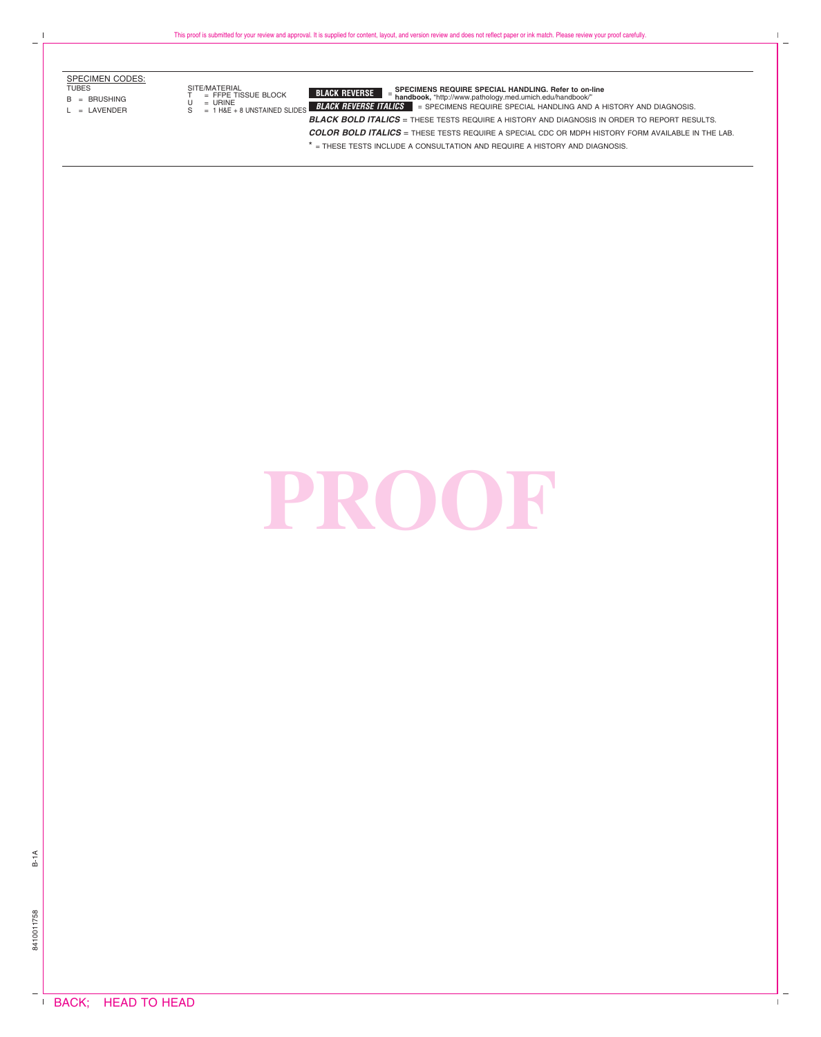SPECIMEN CODES:

TUBES
B = BRUSHING
L = LAVENDER

SITE/MATERIAL
T = FFPE TISSUE BLOCK
U = URINE
S = 1 H&E + 8 UNSTAINED SLIDES

**BLACK REVERSE** = **SPECIMENS REQUIRE SPECIAL HANDLING. Refer to on-line handbook,** "http://www.pathology.med.umich.edu/handbook/"

***BLACK REVERSE ITALICS*** = SPECIMENS REQUIRE SPECIAL HANDLING AND A HISTORY AND DIAGNOSIS.

***BLACK BOLD ITALICS*** = THESE TESTS REQUIRE A HISTORY AND DIAGNOSIS IN ORDER TO REPORT RESULTS.

***COLOR BOLD ITALICS*** = THESE TESTS REQUIRE A SPECIAL CDC OR MDPH HISTORY FORM AVAILABLE IN THE LAB.

* = THESE TESTS INCLUDE A CONSULTATION AND REQUIRE A HISTORY AND DIAGNOSIS.

B-1A

8410011758